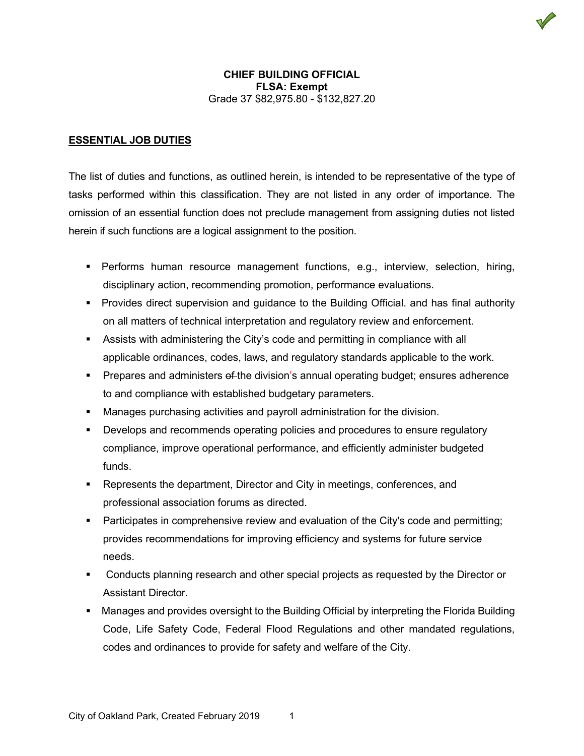**CHIEF BUILDING OFFICIAL**
**FLSA: Exempt**
Grade 37 $82,975.80 - $132,827.20

## ESSENTIAL JOB DUTIES

The list of duties and functions, as outlined herein, is intended to be representative of the type of tasks performed within this classification. They are not listed in any order of importance. The omission of an essential function does not preclude management from assigning duties not listed herein if such functions are a logical assignment to the position.

- Performs human resource management functions, e.g., interview, selection, hiring, disciplinary action, recommending promotion, performance evaluations.
- Provides direct supervision and guidance to the Building Official. and has final authority on all matters of technical interpretation and regulatory review and enforcement.
- Assists with administering the City's code and permitting in compliance with all applicable ordinances, codes, laws, and regulatory standards applicable to the work.
- Prepares and administers ~~of~~ the division's annual operating budget; ensures adherence to and compliance with established budgetary parameters.
- Manages purchasing activities and payroll administration for the division.
- Develops and recommends operating policies and procedures to ensure regulatory compliance, improve operational performance, and efficiently administer budgeted funds.
- Represents the department, Director and City in meetings, conferences, and professional association forums as directed.
- Participates in comprehensive review and evaluation of the City's code and permitting; provides recommendations for improving efficiency and systems for future service needs.
- Conducts planning research and other special projects as requested by the Director or Assistant Director.
- Manages and provides oversight to the Building Official by interpreting the Florida Building Code, Life Safety Code, Federal Flood Regulations and other mandated regulations, codes and ordinances to provide for safety and welfare of the City.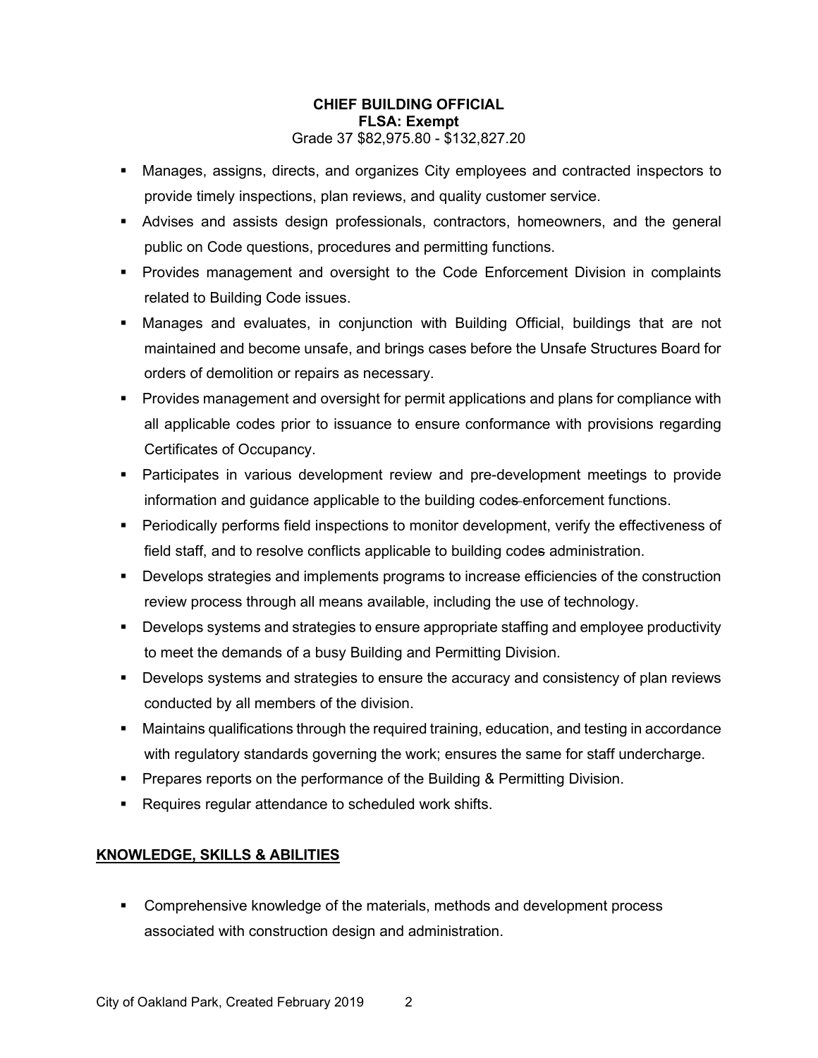**CHIEF BUILDING OFFICIAL**
**FLSA: Exempt**
Grade 37 $82,975.80 - $132,827.20

- Manages, assigns, directs, and organizes City employees and contracted inspectors to provide timely inspections, plan reviews, and quality customer service.
- Advises and assists design professionals, contractors, homeowners, and the general public on Code questions, procedures and permitting functions.
- Provides management and oversight to the Code Enforcement Division in complaints related to Building Code issues.
- Manages and evaluates, in conjunction with Building Official, buildings that are not maintained and become unsafe, and brings cases before the Unsafe Structures Board for orders of demolition or repairs as necessary.
- Provides management and oversight for permit applications and plans for compliance with all applicable codes prior to issuance to ensure conformance with provisions regarding Certificates of Occupancy.
- Participates in various development review and pre-development meetings to provide information and guidance applicable to the building codes enforcement functions.
- Periodically performs field inspections to monitor development, verify the effectiveness of field staff, and to resolve conflicts applicable to building codes administration.
- Develops strategies and implements programs to increase efficiencies of the construction review process through all means available, including the use of technology.
- Develops systems and strategies to ensure appropriate staffing and employee productivity to meet the demands of a busy Building and Permitting Division.
- Develops systems and strategies to ensure the accuracy and consistency of plan reviews conducted by all members of the division.
- Maintains qualifications through the required training, education, and testing in accordance with regulatory standards governing the work; ensures the same for staff undercharge.
- Prepares reports on the performance of the Building & Permitting Division.
- Requires regular attendance to scheduled work shifts.

## KNOWLEDGE, SKILLS & ABILITIES

- Comprehensive knowledge of the materials, methods and development process associated with construction design and administration.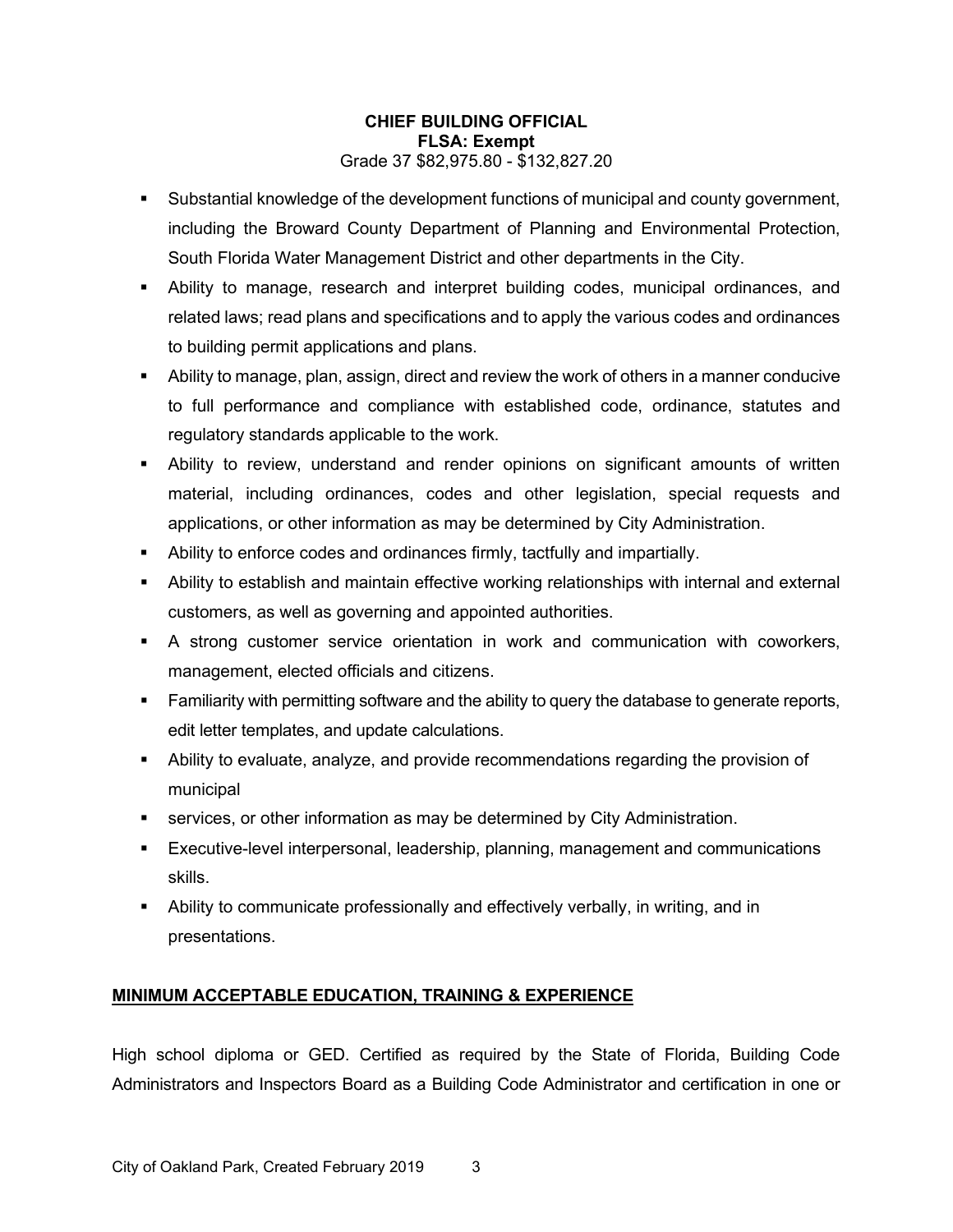**CHIEF BUILDING OFFICIAL**
**FLSA: Exempt**
Grade 37 $82,975.80 - $132,827.20

- Substantial knowledge of the development functions of municipal and county government, including the Broward County Department of Planning and Environmental Protection, South Florida Water Management District and other departments in the City.
- Ability to manage, research and interpret building codes, municipal ordinances, and related laws; read plans and specifications and to apply the various codes and ordinances to building permit applications and plans.
- Ability to manage, plan, assign, direct and review the work of others in a manner conducive to full performance and compliance with established code, ordinance, statutes and regulatory standards applicable to the work.
- Ability to review, understand and render opinions on significant amounts of written material, including ordinances, codes and other legislation, special requests and applications, or other information as may be determined by City Administration.
- Ability to enforce codes and ordinances firmly, tactfully and impartially.
- Ability to establish and maintain effective working relationships with internal and external customers, as well as governing and appointed authorities.
- A strong customer service orientation in work and communication with coworkers, management, elected officials and citizens.
- Familiarity with permitting software and the ability to query the database to generate reports, edit letter templates, and update calculations.
- Ability to evaluate, analyze, and provide recommendations regarding the provision of municipal
- services, or other information as may be determined by City Administration.
- Executive-level interpersonal, leadership, planning, management and communications skills.
- Ability to communicate professionally and effectively verbally, in writing, and in presentations.

## MINIMUM ACCEPTABLE EDUCATION, TRAINING & EXPERIENCE

High school diploma or GED. Certified as required by the State of Florida, Building Code Administrators and Inspectors Board as a Building Code Administrator and certification in one or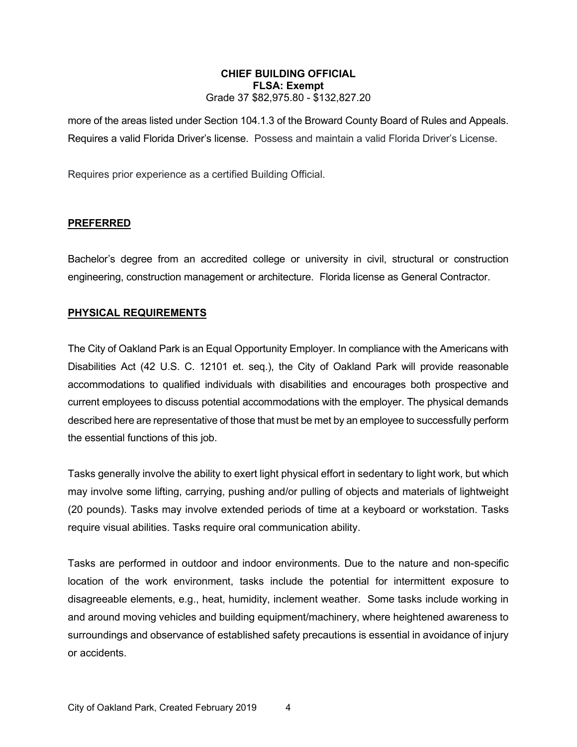more of the areas listed under Section 104.1.3 of the Broward County Board of Rules and Appeals. Requires a valid Florida Driver's license. Possess and maintain a valid Florida Driver's License.

Requires prior experience as a certified Building Official.

## PREFERRED

Bachelor's degree from an accredited college or university in civil, structural or construction engineering, construction management or architecture. Florida license as General Contractor.

## PHYSICAL REQUIREMENTS

The City of Oakland Park is an Equal Opportunity Employer. In compliance with the Americans with Disabilities Act (42 U.S. C. 12101 et. seq.), the City of Oakland Park will provide reasonable accommodations to qualified individuals with disabilities and encourages both prospective and current employees to discuss potential accommodations with the employer. The physical demands described here are representative of those that must be met by an employee to successfully perform the essential functions of this job.

Tasks generally involve the ability to exert light physical effort in sedentary to light work, but which may involve some lifting, carrying, pushing and/or pulling of objects and materials of lightweight (20 pounds). Tasks may involve extended periods of time at a keyboard or workstation. Tasks require visual abilities. Tasks require oral communication ability.

Tasks are performed in outdoor and indoor environments. Due to the nature and non-specific location of the work environment, tasks include the potential for intermittent exposure to disagreeable elements, e.g., heat, humidity, inclement weather. Some tasks include working in and around moving vehicles and building equipment/machinery, where heightened awareness to surroundings and observance of established safety precautions is essential in avoidance of injury or accidents.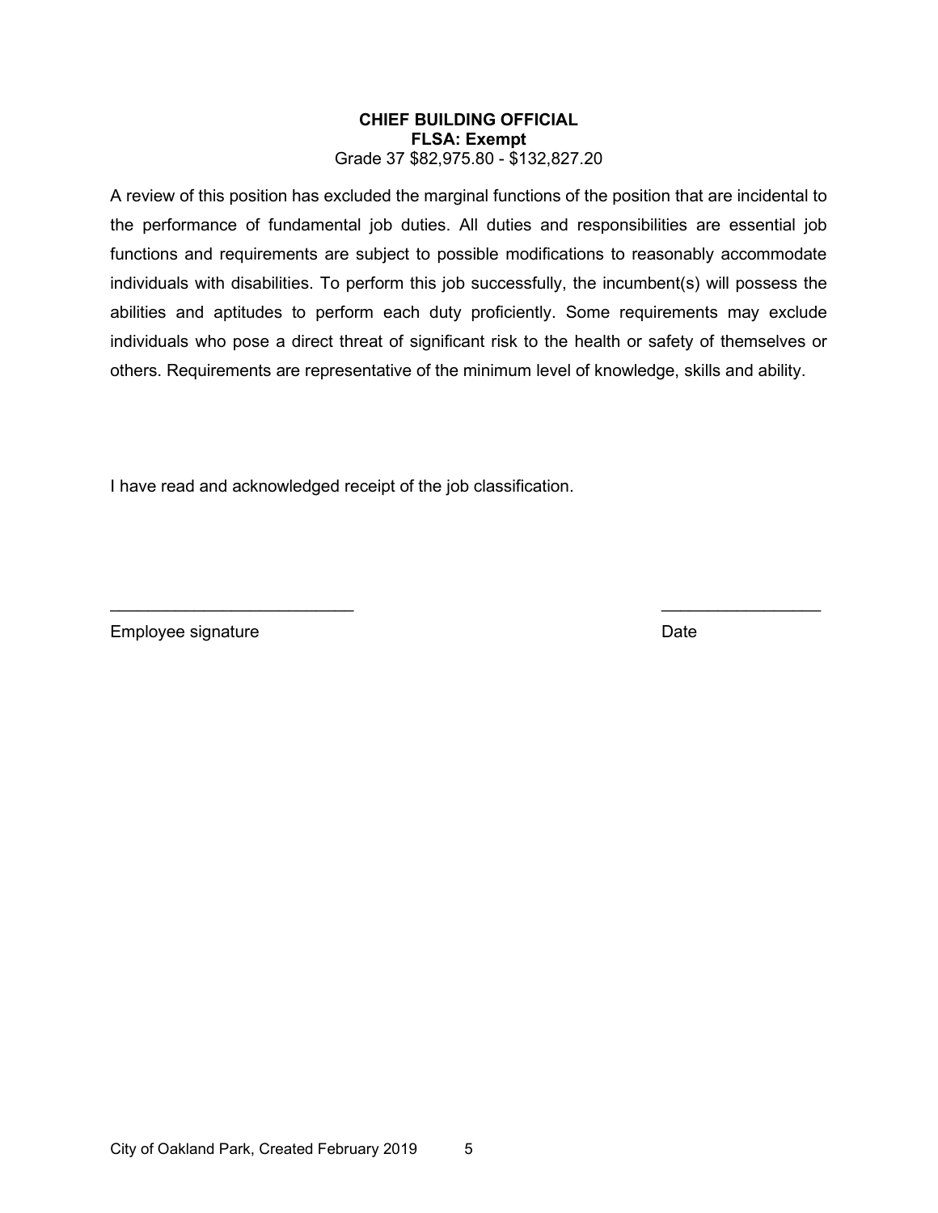**CHIEF BUILDING OFFICIAL**
**FLSA: Exempt**
Grade 37 $82,975.80 - $132,827.20

A review of this position has excluded the marginal functions of the position that are incidental to the performance of fundamental job duties. All duties and responsibilities are essential job functions and requirements are subject to possible modifications to reasonably accommodate individuals with disabilities. To perform this job successfully, the incumbent(s) will possess the abilities and aptitudes to perform each duty proficiently. Some requirements may exclude individuals who pose a direct threat of significant risk to the health or safety of themselves or others. Requirements are representative of the minimum level of knowledge, skills and ability.

I have read and acknowledged receipt of the job classification.

___________________________ &nbsp;&nbsp;&nbsp;&nbsp;&nbsp;&nbsp;&nbsp;&nbsp;&nbsp;&nbsp;&nbsp;&nbsp; _________________

Employee signature &nbsp;&nbsp;&nbsp;&nbsp;&nbsp;&nbsp;&nbsp;&nbsp;&nbsp;&nbsp;&nbsp;&nbsp;&nbsp;&nbsp;&nbsp;&nbsp;&nbsp;&nbsp;&nbsp;&nbsp;&nbsp;&nbsp;&nbsp;&nbsp; Date

City of Oakland Park, Created February 2019